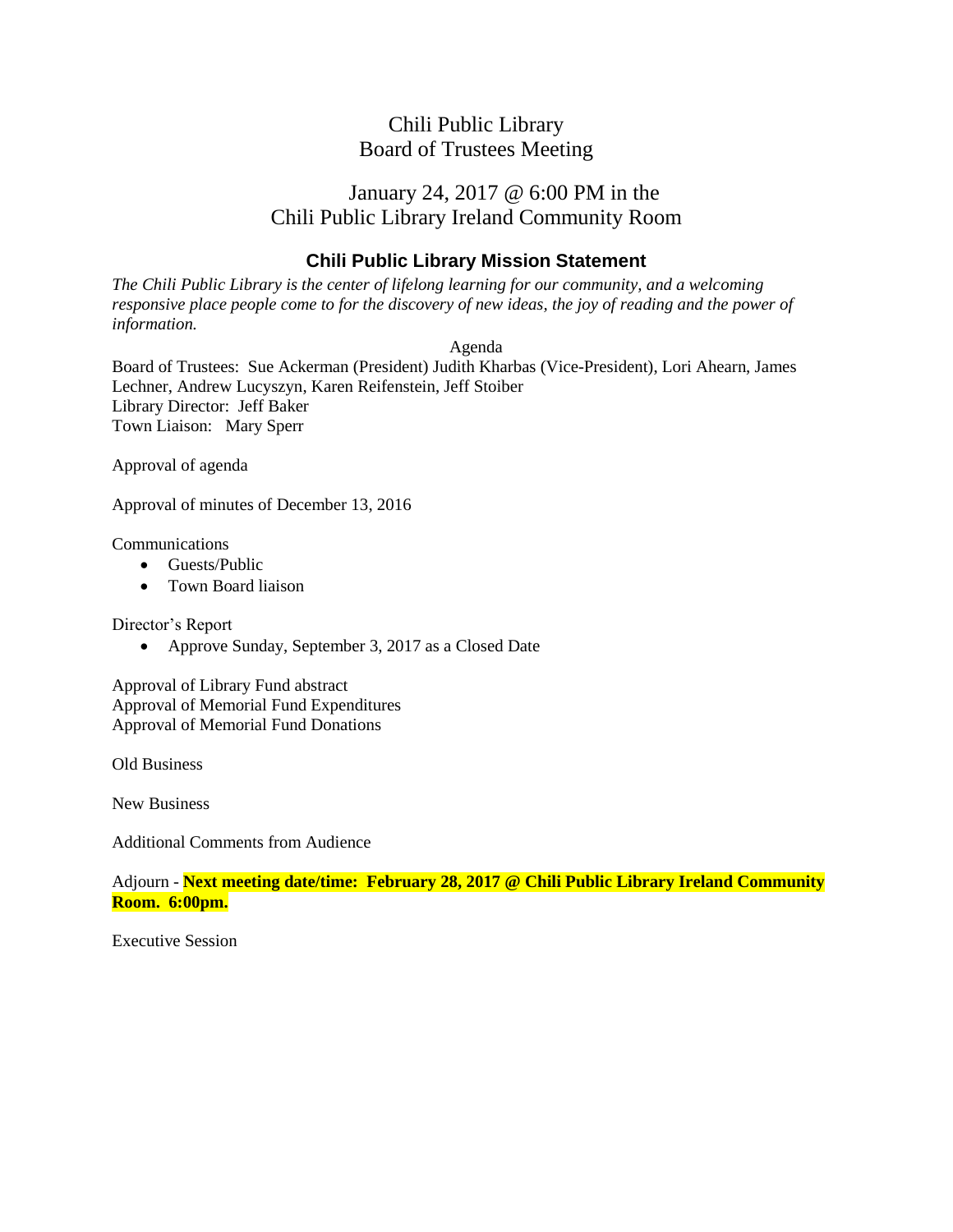# Chili Public Library
# Board of Trustees Meeting

## January 24, 2017 @ 6:00 PM in the Chili Public Library Ireland Community Room

### Chili Public Library Mission Statement

*The Chili Public Library is the center of lifelong learning for our community, and a welcoming responsive place people come to for the discovery of new ideas, the joy of reading and the power of information.*

Agenda

Board of Trustees: Sue Ackerman (President) Judith Kharbas (Vice-President), Lori Ahearn, James Lechner, Andrew Lucyszyn, Karen Reifenstein, Jeff Stoiber
Library Director: Jeff Baker
Town Liaison: Mary Sperr

Approval of agenda

Approval of minutes of December 13, 2016

Communications

- Guests/Public
- Town Board liaison

Director's Report

- Approve Sunday, September 3, 2017 as a Closed Date

Approval of Library Fund abstract
Approval of Memorial Fund Expenditures
Approval of Memorial Fund Donations

Old Business

New Business

Additional Comments from Audience

Adjourn - **Next meeting date/time: February 28, 2017 @ Chili Public Library Ireland Community Room. 6:00pm.**

Executive Session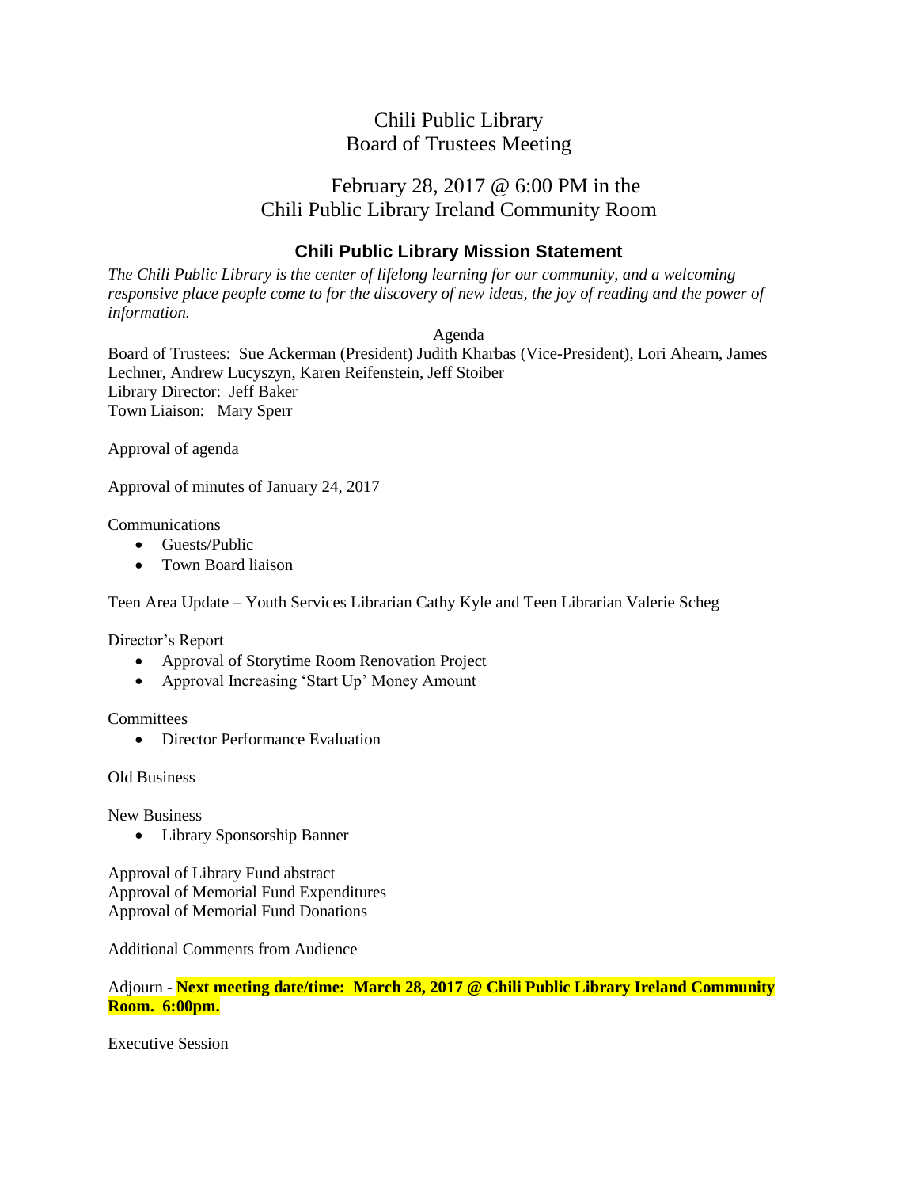# Chili Public Library
# Board of Trustees Meeting

## February 28, 2017 @ 6:00 PM in the Chili Public Library Ireland Community Room

### Chili Public Library Mission Statement

*The Chili Public Library is the center of lifelong learning for our community, and a welcoming responsive place people come to for the discovery of new ideas, the joy of reading and the power of information.*

Agenda

Board of Trustees: Sue Ackerman (President) Judith Kharbas (Vice-President), Lori Ahearn, James Lechner, Andrew Lucyszyn, Karen Reifenstein, Jeff Stoiber
Library Director: Jeff Baker
Town Liaison: Mary Sperr

Approval of agenda

Approval of minutes of January 24, 2017

Communications

- Guests/Public
- Town Board liaison

Teen Area Update – Youth Services Librarian Cathy Kyle and Teen Librarian Valerie Scheg

Director's Report

- Approval of Storytime Room Renovation Project
- Approval Increasing 'Start Up' Money Amount

Committees

- Director Performance Evaluation

Old Business

New Business

- Library Sponsorship Banner

Approval of Library Fund abstract
Approval of Memorial Fund Expenditures
Approval of Memorial Fund Donations

Additional Comments from Audience

Adjourn - **Next meeting date/time: March 28, 2017 @ Chili Public Library Ireland Community Room. 6:00pm.**

Executive Session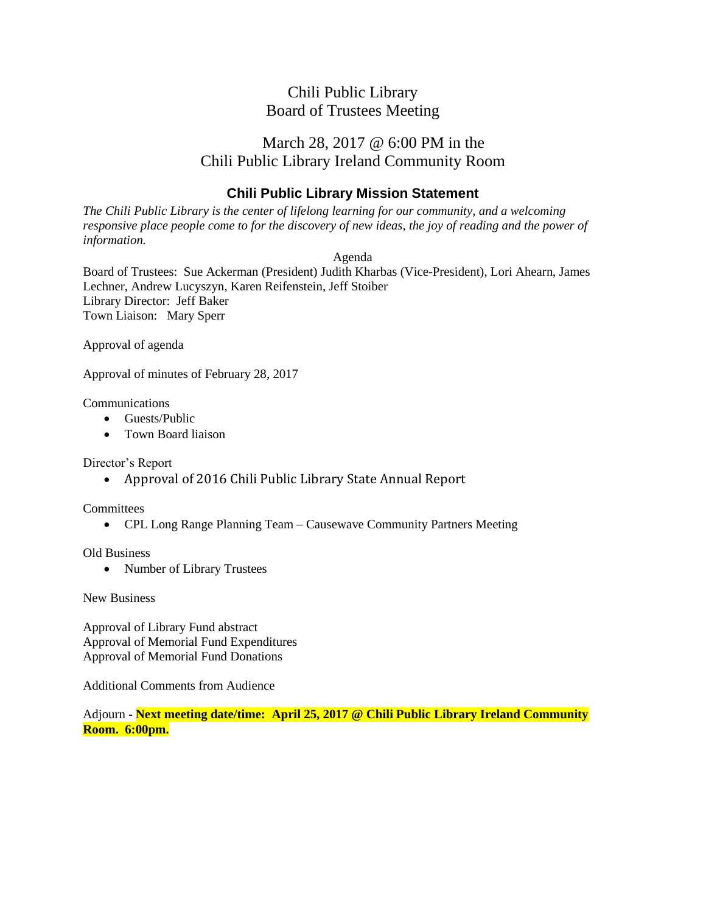# Chili Public Library
# Board of Trustees Meeting

## March 28, 2017 @ 6:00 PM in the Chili Public Library Ireland Community Room

### Chili Public Library Mission Statement

*The Chili Public Library is the center of lifelong learning for our community, and a welcoming responsive place people come to for the discovery of new ideas, the joy of reading and the power of information.*

Agenda

Board of Trustees: Sue Ackerman (President) Judith Kharbas (Vice-President), Lori Ahearn, James Lechner, Andrew Lucyszyn, Karen Reifenstein, Jeff Stoiber
Library Director: Jeff Baker
Town Liaison: Mary Sperr

Approval of agenda

Approval of minutes of February 28, 2017

Communications

- Guests/Public
- Town Board liaison

Director's Report

- Approval of 2016 Chili Public Library State Annual Report

Committees

- CPL Long Range Planning Team – Causewave Community Partners Meeting

Old Business

- Number of Library Trustees

New Business

Approval of Library Fund abstract
Approval of Memorial Fund Expenditures
Approval of Memorial Fund Donations

Additional Comments from Audience

Adjourn - **Next meeting date/time: April 25, 2017 @ Chili Public Library Ireland Community Room. 6:00pm.**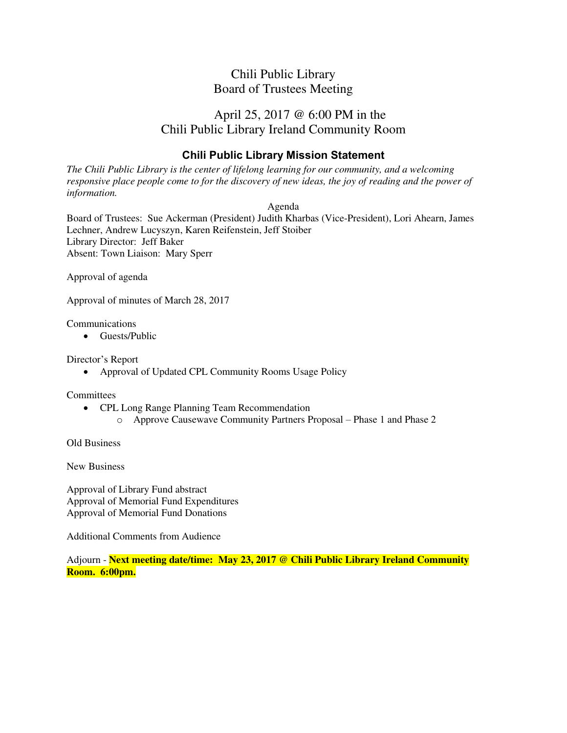# Chili Public Library
# Board of Trustees Meeting

## April 25, 2017 @ 6:00 PM in the Chili Public Library Ireland Community Room

### Chili Public Library Mission Statement

*The Chili Public Library is the center of lifelong learning for our community, and a welcoming responsive place people come to for the discovery of new ideas, the joy of reading and the power of information.*

Agenda

Board of Trustees: Sue Ackerman (President) Judith Kharbas (Vice-President), Lori Ahearn, James Lechner, Andrew Lucyszyn, Karen Reifenstein, Jeff Stoiber
Library Director: Jeff Baker
Absent: Town Liaison: Mary Sperr

Approval of agenda

Approval of minutes of March 28, 2017

Communications

- Guests/Public

Director's Report

- Approval of Updated CPL Community Rooms Usage Policy

Committees

- CPL Long Range Planning Team Recommendation
  - Approve Causewave Community Partners Proposal – Phase 1 and Phase 2

Old Business

New Business

Approval of Library Fund abstract
Approval of Memorial Fund Expenditures
Approval of Memorial Fund Donations

Additional Comments from Audience

Adjourn - **Next meeting date/time: May 23, 2017 @ Chili Public Library Ireland Community Room. 6:00pm.**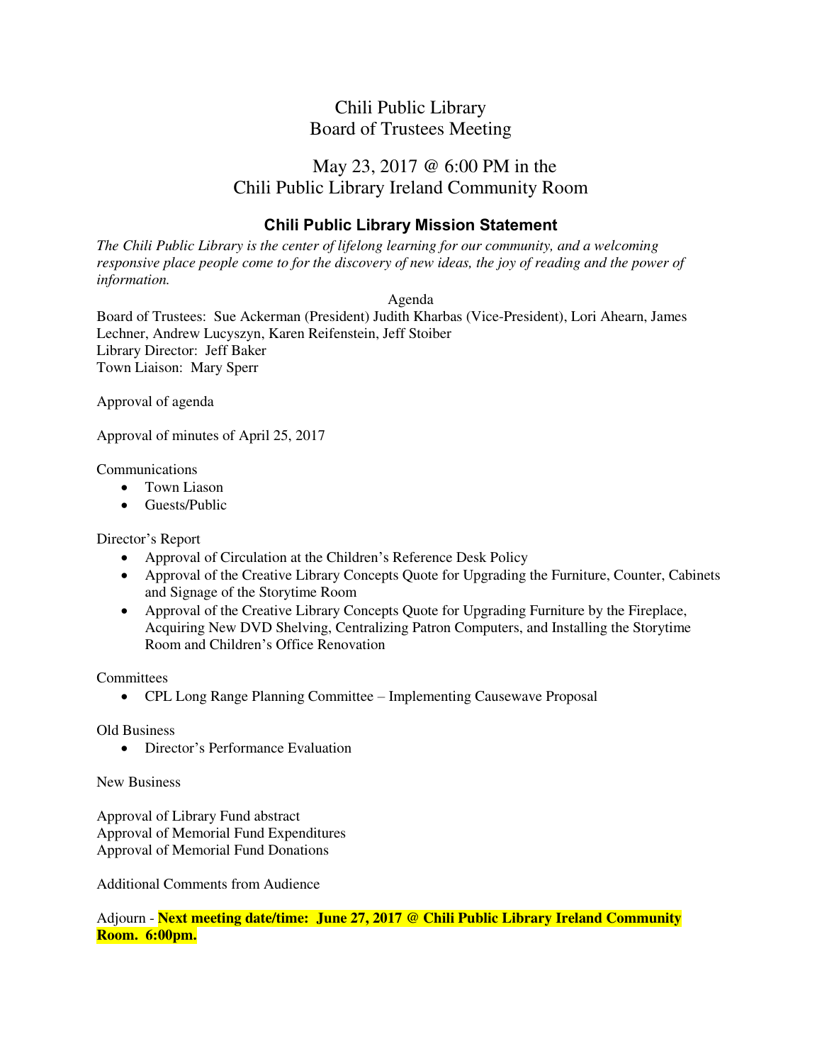# Chili Public Library
# Board of Trustees Meeting

## May 23, 2017 @ 6:00 PM in the Chili Public Library Ireland Community Room

### Chili Public Library Mission Statement

*The Chili Public Library is the center of lifelong learning for our community, and a welcoming responsive place people come to for the discovery of new ideas, the joy of reading and the power of information.*

Agenda

Board of Trustees: Sue Ackerman (President) Judith Kharbas (Vice-President), Lori Ahearn, James Lechner, Andrew Lucyszyn, Karen Reifenstein, Jeff Stoiber
Library Director: Jeff Baker
Town Liaison: Mary Sperr

Approval of agenda

Approval of minutes of April 25, 2017

Communications

- Town Liason
- Guests/Public

Director's Report

- Approval of Circulation at the Children's Reference Desk Policy
- Approval of the Creative Library Concepts Quote for Upgrading the Furniture, Counter, Cabinets and Signage of the Storytime Room
- Approval of the Creative Library Concepts Quote for Upgrading Furniture by the Fireplace, Acquiring New DVD Shelving, Centralizing Patron Computers, and Installing the Storytime Room and Children's Office Renovation

Committees

- CPL Long Range Planning Committee – Implementing Causewave Proposal

Old Business

- Director's Performance Evaluation

New Business

Approval of Library Fund abstract
Approval of Memorial Fund Expenditures
Approval of Memorial Fund Donations

Additional Comments from Audience

Adjourn - **Next meeting date/time: June 27, 2017 @ Chili Public Library Ireland Community Room. 6:00pm.**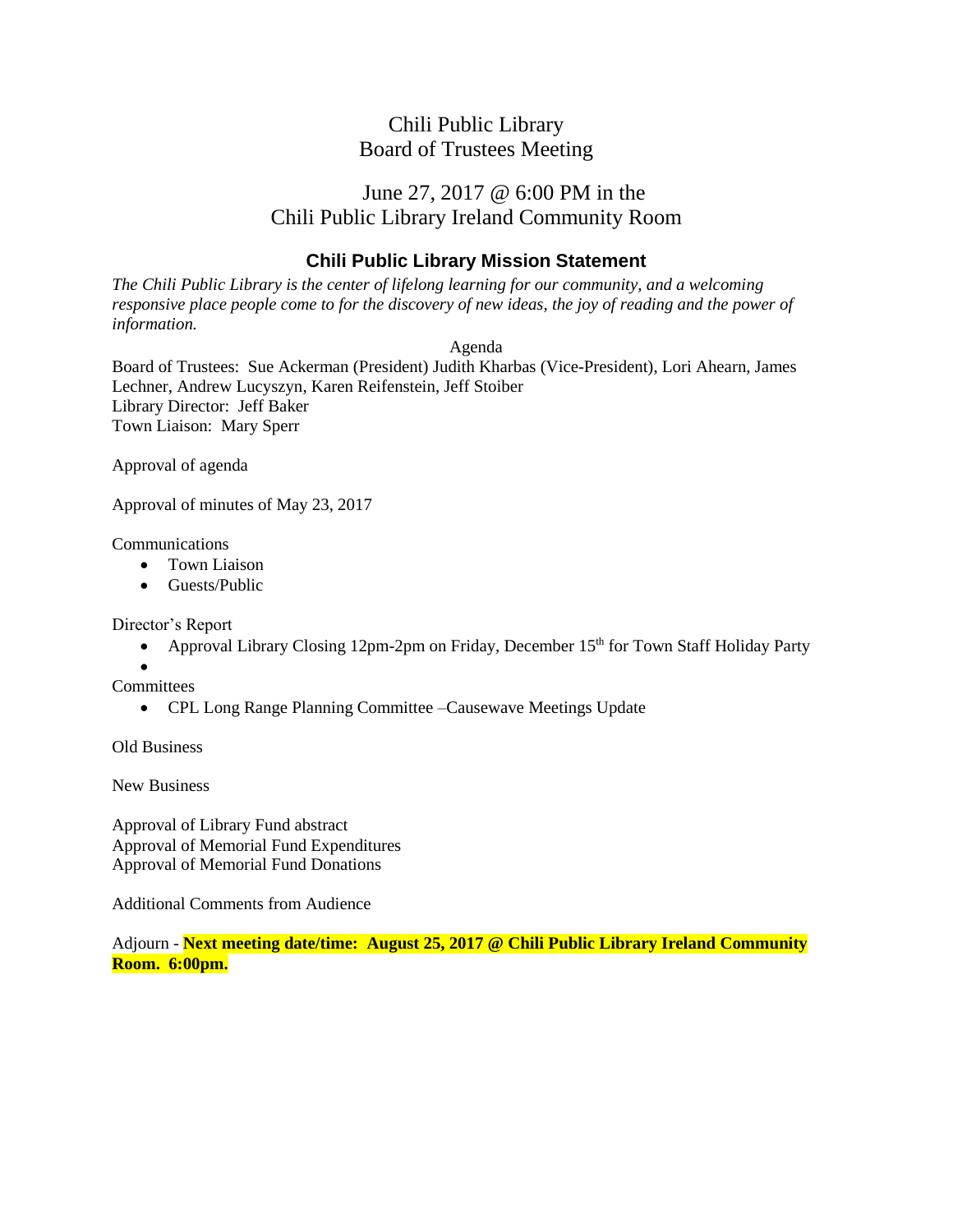# Chili Public Library
# Board of Trustees Meeting

## June 27, 2017 @ 6:00 PM in the Chili Public Library Ireland Community Room

### Chili Public Library Mission Statement

*The Chili Public Library is the center of lifelong learning for our community, and a welcoming responsive place people come to for the discovery of new ideas, the joy of reading and the power of information.*

Agenda

Board of Trustees: Sue Ackerman (President) Judith Kharbas (Vice-President), Lori Ahearn, James Lechner, Andrew Lucyszyn, Karen Reifenstein, Jeff Stoiber
Library Director: Jeff Baker
Town Liaison: Mary Sperr

Approval of agenda

Approval of minutes of May 23, 2017

Communications

- Town Liaison
- Guests/Public

Director's Report

- Approval Library Closing 12pm-2pm on Friday, December 15th for Town Staff Holiday Party
-

Committees

- CPL Long Range Planning Committee –Causewave Meetings Update

Old Business

New Business

Approval of Library Fund abstract
Approval of Memorial Fund Expenditures
Approval of Memorial Fund Donations

Additional Comments from Audience

Adjourn - **Next meeting date/time: August 25, 2017 @ Chili Public Library Ireland Community Room. 6:00pm.**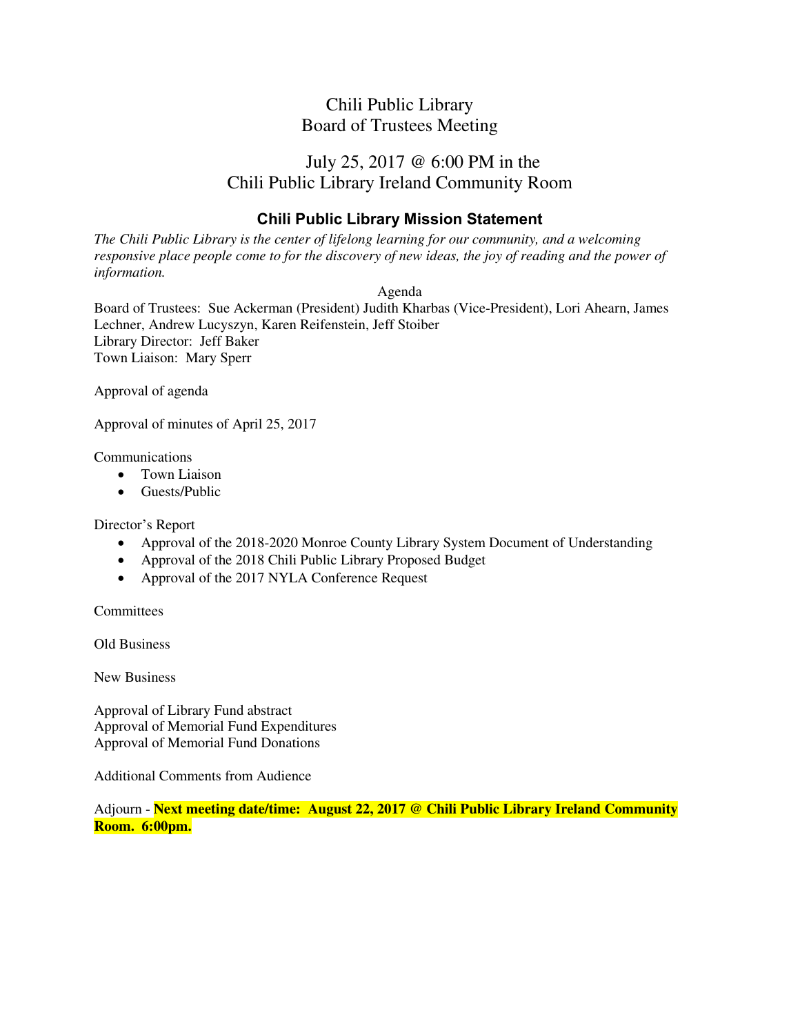# Chili Public Library
# Board of Trustees Meeting

## July 25, 2017 @ 6:00 PM in the Chili Public Library Ireland Community Room

### Chili Public Library Mission Statement

*The Chili Public Library is the center of lifelong learning for our community, and a welcoming responsive place people come to for the discovery of new ideas, the joy of reading and the power of information.*

Agenda

Board of Trustees: Sue Ackerman (President) Judith Kharbas (Vice-President), Lori Ahearn, James Lechner, Andrew Lucyszyn, Karen Reifenstein, Jeff Stoiber
Library Director: Jeff Baker
Town Liaison: Mary Sperr

Approval of agenda

Approval of minutes of April 25, 2017

Communications

- Town Liaison
- Guests/Public

Director's Report

- Approval of the 2018-2020 Monroe County Library System Document of Understanding
- Approval of the 2018 Chili Public Library Proposed Budget
- Approval of the 2017 NYLA Conference Request

Committees

Old Business

New Business

Approval of Library Fund abstract
Approval of Memorial Fund Expenditures
Approval of Memorial Fund Donations

Additional Comments from Audience

Adjourn - **Next meeting date/time: August 22, 2017 @ Chili Public Library Ireland Community Room. 6:00pm.**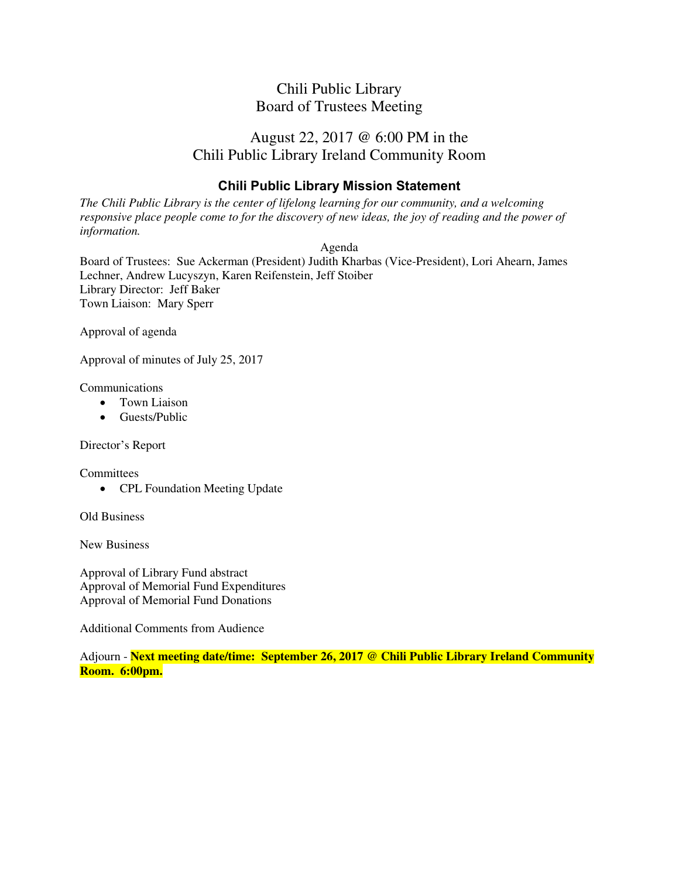# Chili Public Library
# Board of Trustees Meeting

## August 22, 2017 @ 6:00 PM in the Chili Public Library Ireland Community Room

### Chili Public Library Mission Statement

*The Chili Public Library is the center of lifelong learning for our community, and a welcoming responsive place people come to for the discovery of new ideas, the joy of reading and the power of information.*

Agenda

Board of Trustees: Sue Ackerman (President) Judith Kharbas (Vice-President), Lori Ahearn, James Lechner, Andrew Lucyszyn, Karen Reifenstein, Jeff Stoiber
Library Director: Jeff Baker
Town Liaison: Mary Sperr

Approval of agenda

Approval of minutes of July 25, 2017

Communications

- Town Liaison
- Guests/Public

Director's Report

Committees

- CPL Foundation Meeting Update

Old Business

New Business

Approval of Library Fund abstract
Approval of Memorial Fund Expenditures
Approval of Memorial Fund Donations

Additional Comments from Audience

Adjourn - **Next meeting date/time: September 26, 2017 @ Chili Public Library Ireland Community Room. 6:00pm.**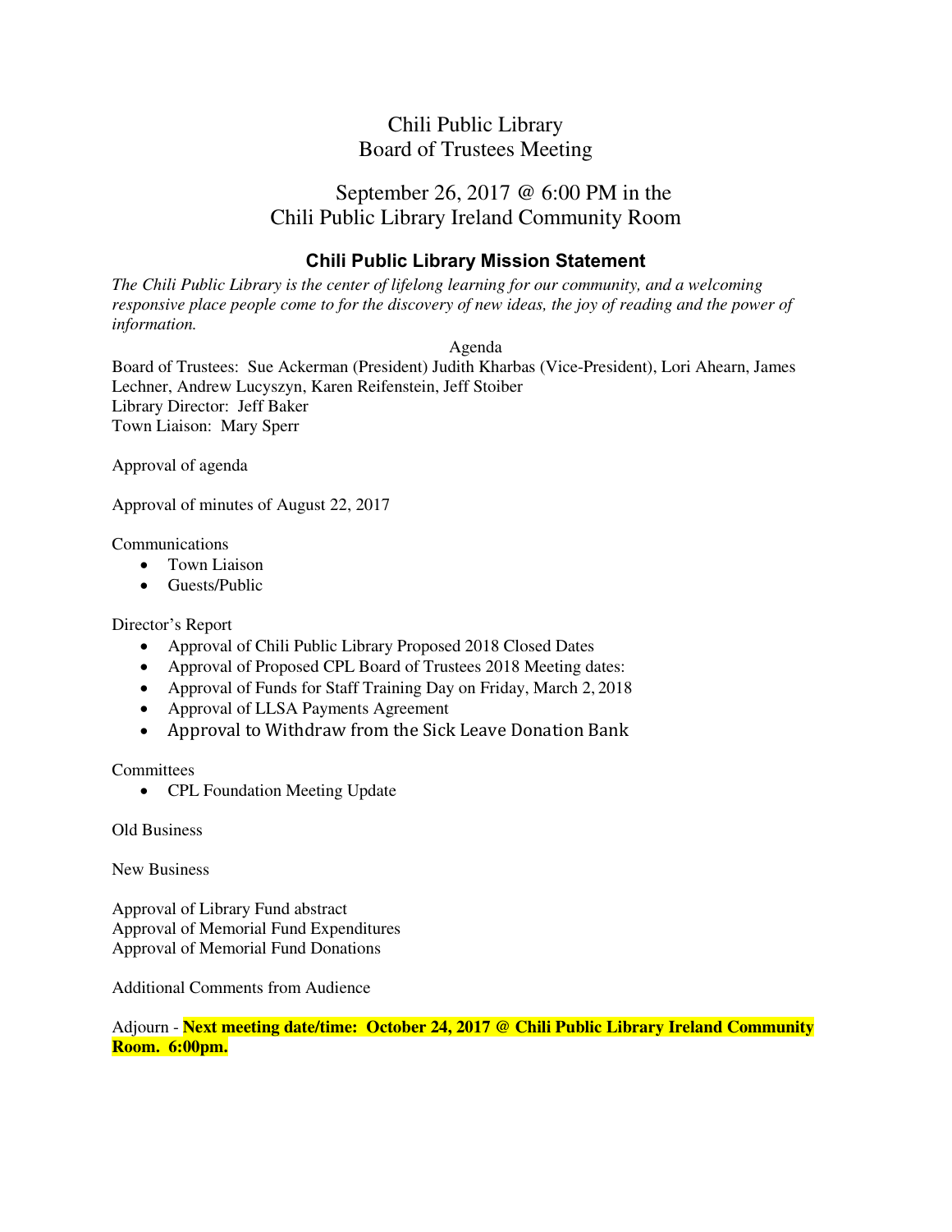# Chili Public Library
# Board of Trustees Meeting

## September 26, 2017 @ 6:00 PM in the Chili Public Library Ireland Community Room

### Chili Public Library Mission Statement

*The Chili Public Library is the center of lifelong learning for our community, and a welcoming responsive place people come to for the discovery of new ideas, the joy of reading and the power of information.*

Agenda

Board of Trustees: Sue Ackerman (President) Judith Kharbas (Vice-President), Lori Ahearn, James Lechner, Andrew Lucyszyn, Karen Reifenstein, Jeff Stoiber
Library Director: Jeff Baker
Town Liaison: Mary Sperr

Approval of agenda

Approval of minutes of August 22, 2017

Communications

- Town Liaison
- Guests/Public

Director's Report

- Approval of Chili Public Library Proposed 2018 Closed Dates
- Approval of Proposed CPL Board of Trustees 2018 Meeting dates:
- Approval of Funds for Staff Training Day on Friday, March 2, 2018
- Approval of LLSA Payments Agreement
- Approval to Withdraw from the Sick Leave Donation Bank

Committees

- CPL Foundation Meeting Update

Old Business

New Business

Approval of Library Fund abstract
Approval of Memorial Fund Expenditures
Approval of Memorial Fund Donations

Additional Comments from Audience

Adjourn - **Next meeting date/time: October 24, 2017 @ Chili Public Library Ireland Community Room. 6:00pm.**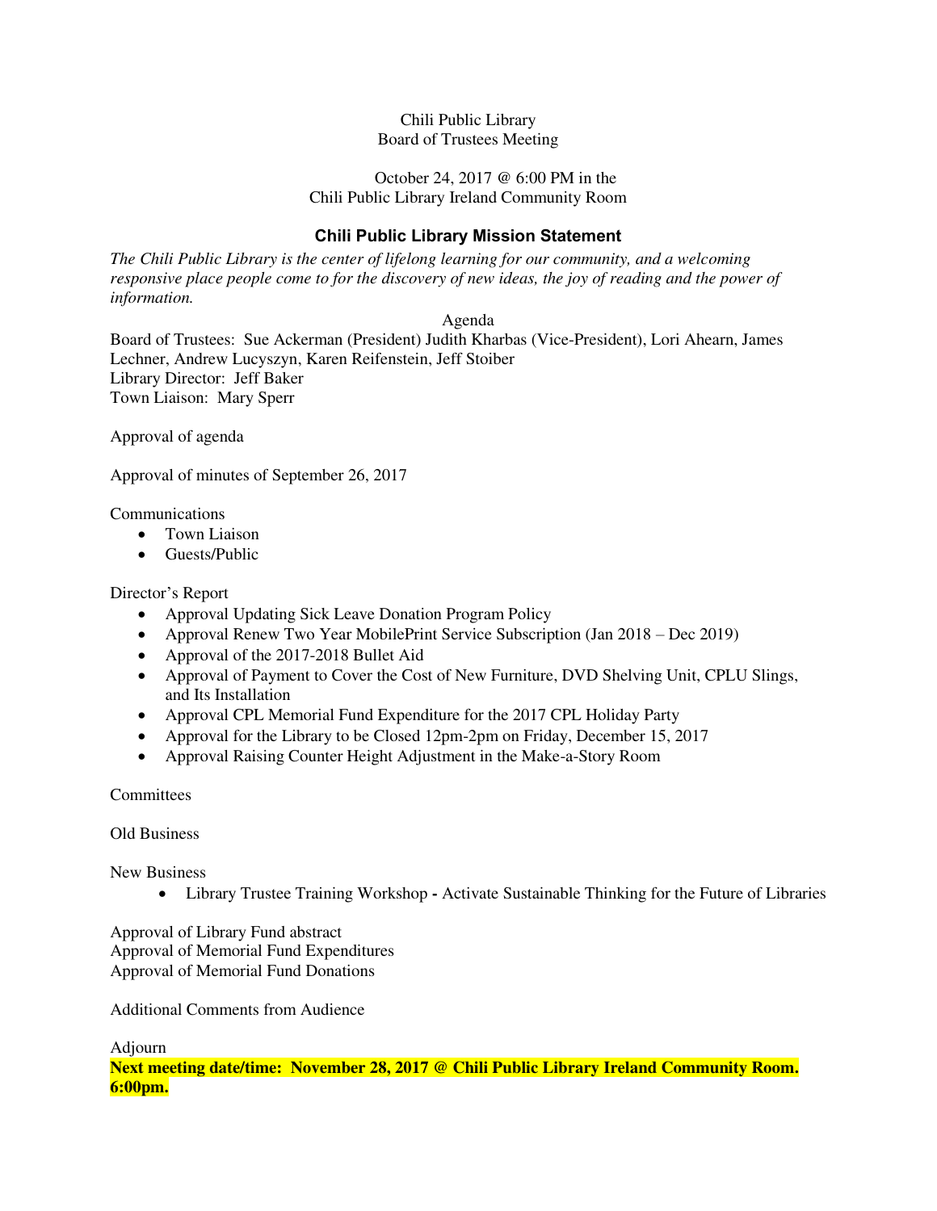Chili Public Library
Board of Trustees Meeting

October 24, 2017 @ 6:00 PM in the
Chili Public Library Ireland Community Room

## Chili Public Library Mission Statement

*The Chili Public Library is the center of lifelong learning for our community, and a welcoming responsive place people come to for the discovery of new ideas, the joy of reading and the power of information.*

Agenda

Board of Trustees: Sue Ackerman (President) Judith Kharbas (Vice-President), Lori Ahearn, James Lechner, Andrew Lucyszyn, Karen Reifenstein, Jeff Stoiber
Library Director: Jeff Baker
Town Liaison: Mary Sperr

Approval of agenda

Approval of minutes of September 26, 2017

Communications

- Town Liaison
- Guests/Public

Director's Report

- Approval Updating Sick Leave Donation Program Policy
- Approval Renew Two Year MobilePrint Service Subscription (Jan 2018 – Dec 2019)
- Approval of the 2017-2018 Bullet Aid
- Approval of Payment to Cover the Cost of New Furniture, DVD Shelving Unit, CPLU Slings, and Its Installation
- Approval CPL Memorial Fund Expenditure for the 2017 CPL Holiday Party
- Approval for the Library to be Closed 12pm-2pm on Friday, December 15, 2017
- Approval Raising Counter Height Adjustment in the Make-a-Story Room

Committees

Old Business

New Business

- Library Trustee Training Workshop **-** Activate Sustainable Thinking for the Future of Libraries

Approval of Library Fund abstract
Approval of Memorial Fund Expenditures
Approval of Memorial Fund Donations

Additional Comments from Audience

Adjourn
**Next meeting date/time: November 28, 2017 @ Chili Public Library Ireland Community Room. 6:00pm.**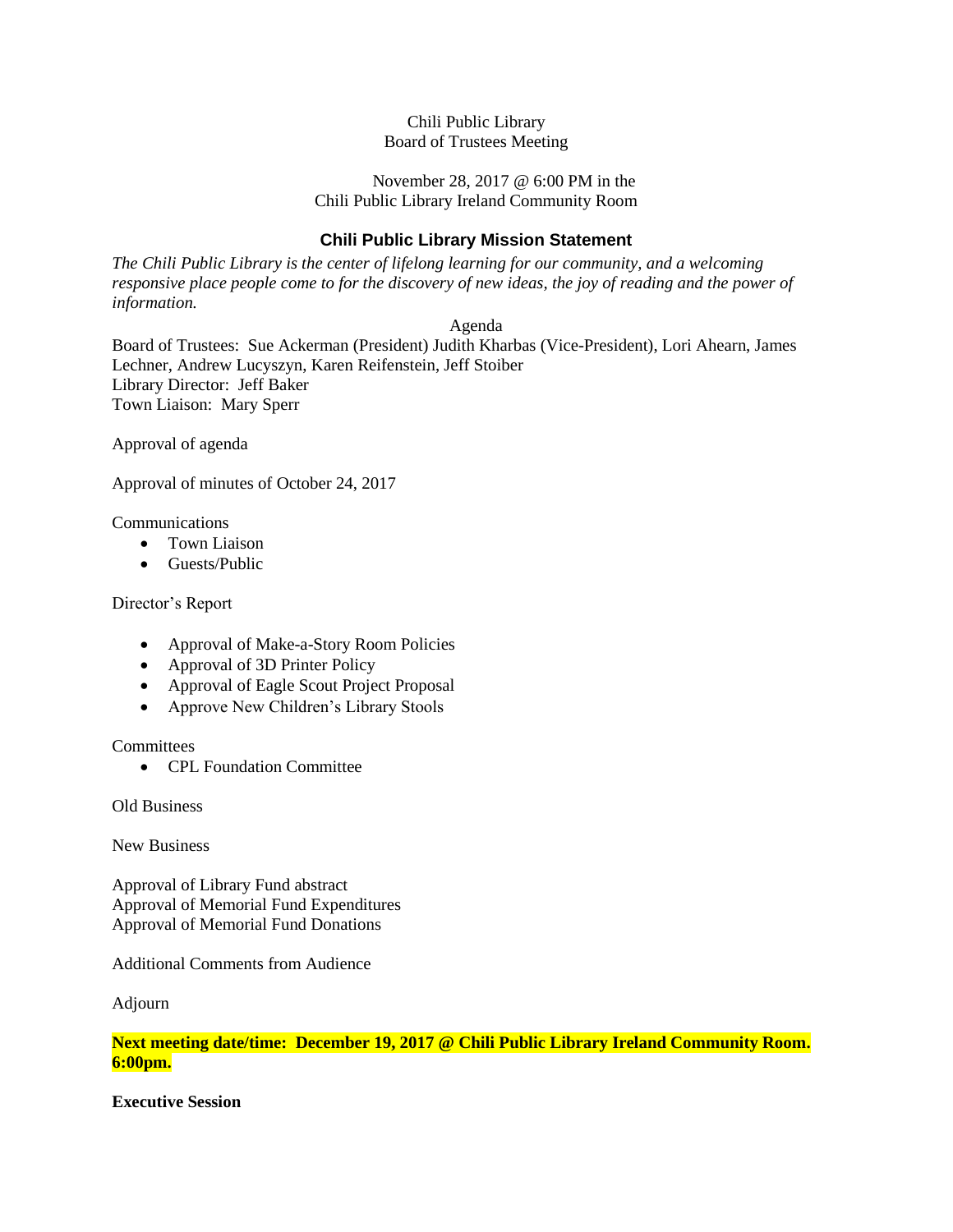Chili Public Library
Board of Trustees Meeting

November 28, 2017 @ 6:00 PM in the
Chili Public Library Ireland Community Room

## Chili Public Library Mission Statement

*The Chili Public Library is the center of lifelong learning for our community, and a welcoming responsive place people come to for the discovery of new ideas, the joy of reading and the power of information.*

Agenda

Board of Trustees: Sue Ackerman (President) Judith Kharbas (Vice-President), Lori Ahearn, James Lechner, Andrew Lucyszyn, Karen Reifenstein, Jeff Stoiber
Library Director: Jeff Baker
Town Liaison: Mary Sperr

Approval of agenda

Approval of minutes of October 24, 2017

Communications

- Town Liaison
- Guests/Public

Director's Report

- Approval of Make-a-Story Room Policies
- Approval of 3D Printer Policy
- Approval of Eagle Scout Project Proposal
- Approve New Children's Library Stools

Committees

- CPL Foundation Committee

Old Business

New Business

Approval of Library Fund abstract
Approval of Memorial Fund Expenditures
Approval of Memorial Fund Donations

Additional Comments from Audience

Adjourn

**Next meeting date/time: December 19, 2017 @ Chili Public Library Ireland Community Room. 6:00pm.**

**Executive Session**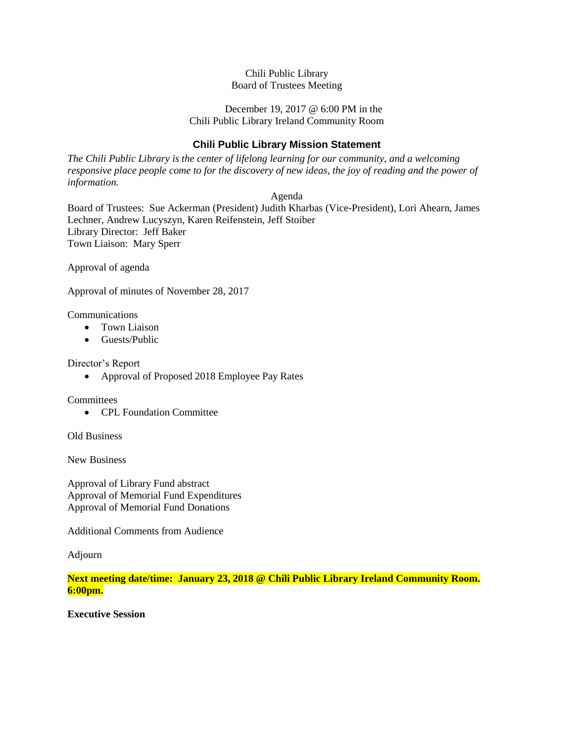Chili Public Library
Board of Trustees Meeting

December 19, 2017 @ 6:00 PM in the
Chili Public Library Ireland Community Room

## Chili Public Library Mission Statement

*The Chili Public Library is the center of lifelong learning for our community, and a welcoming responsive place people come to for the discovery of new ideas, the joy of reading and the power of information.*

Agenda

Board of Trustees: Sue Ackerman (President) Judith Kharbas (Vice-President), Lori Ahearn, James Lechner, Andrew Lucyszyn, Karen Reifenstein, Jeff Stoiber
Library Director: Jeff Baker
Town Liaison: Mary Sperr

Approval of agenda

Approval of minutes of November 28, 2017

Communications

- Town Liaison
- Guests/Public

Director's Report

- Approval of Proposed 2018 Employee Pay Rates

Committees

- CPL Foundation Committee

Old Business

New Business

Approval of Library Fund abstract
Approval of Memorial Fund Expenditures
Approval of Memorial Fund Donations

Additional Comments from Audience

Adjourn

**Next meeting date/time: January 23, 2018 @ Chili Public Library Ireland Community Room. 6:00pm.**

**Executive Session**